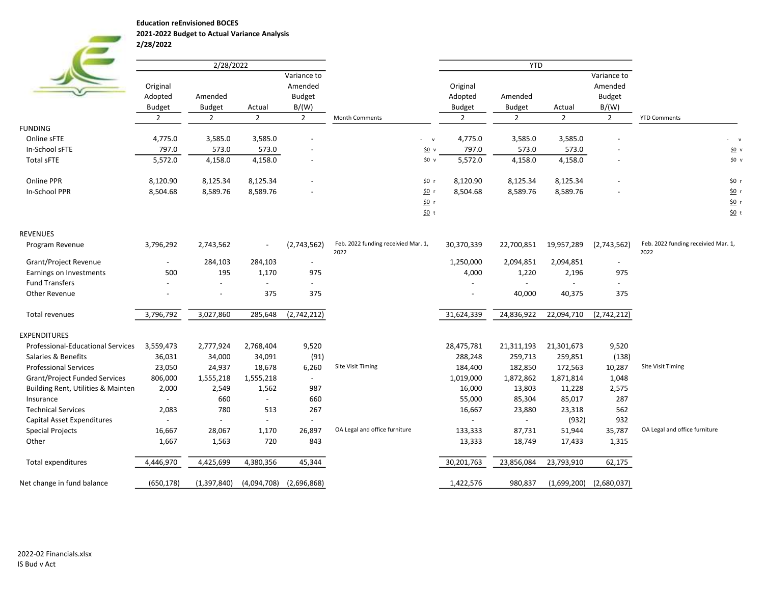**Education reEnvisioned BOCES**
**2021-2022 Budget to Actual Variance Analysis**
**2/28/2022**

| | 2/28/2022 | | | | | | YTD | | | | |
|---|---|---|---|---|---|---|---|---|---|---|---|
| | Original Adopted Budget | Amended Budget | Actual | Variance to Amended Budget B/(W) | Month Comments | | Original Adopted Budget | Amended Budget | Actual | Variance to Amended Budget B/(W) | YTD Comments |
| | 2 | 2 | 2 | 2 | | | 2 | 2 | 2 | 2 | |
| **FUNDING** | | | | | | | | | | | |
| Online sFTE | 4,775.0 | 3,585.0 | 3,585.0 | - | | - v | 4,775.0 | 3,585.0 | 3,585.0 | - | - v |
| In-School sFTE | 797.0 | 573.0 | 573.0 | - | | $0 v | 797.0 | 573.0 | 573.0 | - | $0 v |
| Total sFTE | 5,572.0 | 4,158.0 | 4,158.0 | - | | $0 v | 5,572.0 | 4,158.0 | 4,158.0 | - | $0 v |
| Online PPR | 8,120.90 | 8,125.34 | 8,125.34 | - | | $0 r | 8,120.90 | 8,125.34 | 8,125.34 | - | $0 r |
| In-School PPR | 8,504.68 | 8,589.76 | 8,589.76 | - | | $0 r | 8,504.68 | 8,589.76 | 8,589.76 | - | $0 r |
| | | | | | | $0 r | | | | | $0 r |
| | | | | | | $0 t | | | | | $0 t |
| **REVENUES** | | | | | | | | | | | |
| Program Revenue | 3,796,292 | 2,743,562 | - | (2,743,562) | Feb. 2022 funding receivied Mar. 1, 2022 | | 30,370,339 | 22,700,851 | 19,957,289 | (2,743,562) | Feb. 2022 funding receivied Mar. 1, 2022 |
| Grant/Project Revenue | - | 284,103 | 284,103 | - | | | 1,250,000 | 2,094,851 | 2,094,851 | - | |
| Earnings on Investments | 500 | 195 | 1,170 | 975 | | | 4,000 | 1,220 | 2,196 | 975 | |
| Fund Transfers | - | - | - | - | | | - | - | - | - | |
| Other Revenue | - | - | 375 | 375 | | | - | 40,000 | 40,375 | 375 | |
| Total revenues | 3,796,792 | 3,027,860 | 285,648 | (2,742,212) | | | 31,624,339 | 24,836,922 | 22,094,710 | (2,742,212) | |
| **EXPENDITURES** | | | | | | | | | | | |
| Professional-Educational Services | 3,559,473 | 2,777,924 | 2,768,404 | 9,520 | | | 28,475,781 | 21,311,193 | 21,301,673 | 9,520 | |
| Salaries & Benefits | 36,031 | 34,000 | 34,091 | (91) | | | 288,248 | 259,713 | 259,851 | (138) | |
| Professional Services | 23,050 | 24,937 | 18,678 | 6,260 | Site Visit Timing | | 184,400 | 182,850 | 172,563 | 10,287 | Site Visit Timing |
| Grant/Project Funded Services | 806,000 | 1,555,218 | 1,555,218 | - | | | 1,019,000 | 1,872,862 | 1,871,814 | 1,048 | |
| Building Rent, Utilities & Mainten | 2,000 | 2,549 | 1,562 | 987 | | | 16,000 | 13,803 | 11,228 | 2,575 | |
| Insurance | - | 660 | - | 660 | | | 55,000 | 85,304 | 85,017 | 287 | |
| Technical Services | 2,083 | 780 | 513 | 267 | | | 16,667 | 23,880 | 23,318 | 562 | |
| Capital Asset Expenditures | - | - | - | - | | | - | - | (932) | 932 | |
| Special Projects | 16,667 | 28,067 | 1,170 | 26,897 | OA Legal and office furniture | | 133,333 | 87,731 | 51,944 | 35,787 | OA Legal and office furniture |
| Other | 1,667 | 1,563 | 720 | 843 | | | 13,333 | 18,749 | 17,433 | 1,315 | |
| Total expenditures | 4,446,970 | 4,425,699 | 4,380,356 | 45,344 | | | 30,201,763 | 23,856,084 | 23,793,910 | 62,175 | |
| Net change in fund balance | (650,178) | (1,397,840) | (4,094,708) | (2,696,868) | | | 1,422,576 | 980,837 | (1,699,200) | (2,680,037) | |

2022-02 Financials.xlsx
IS Bud v Act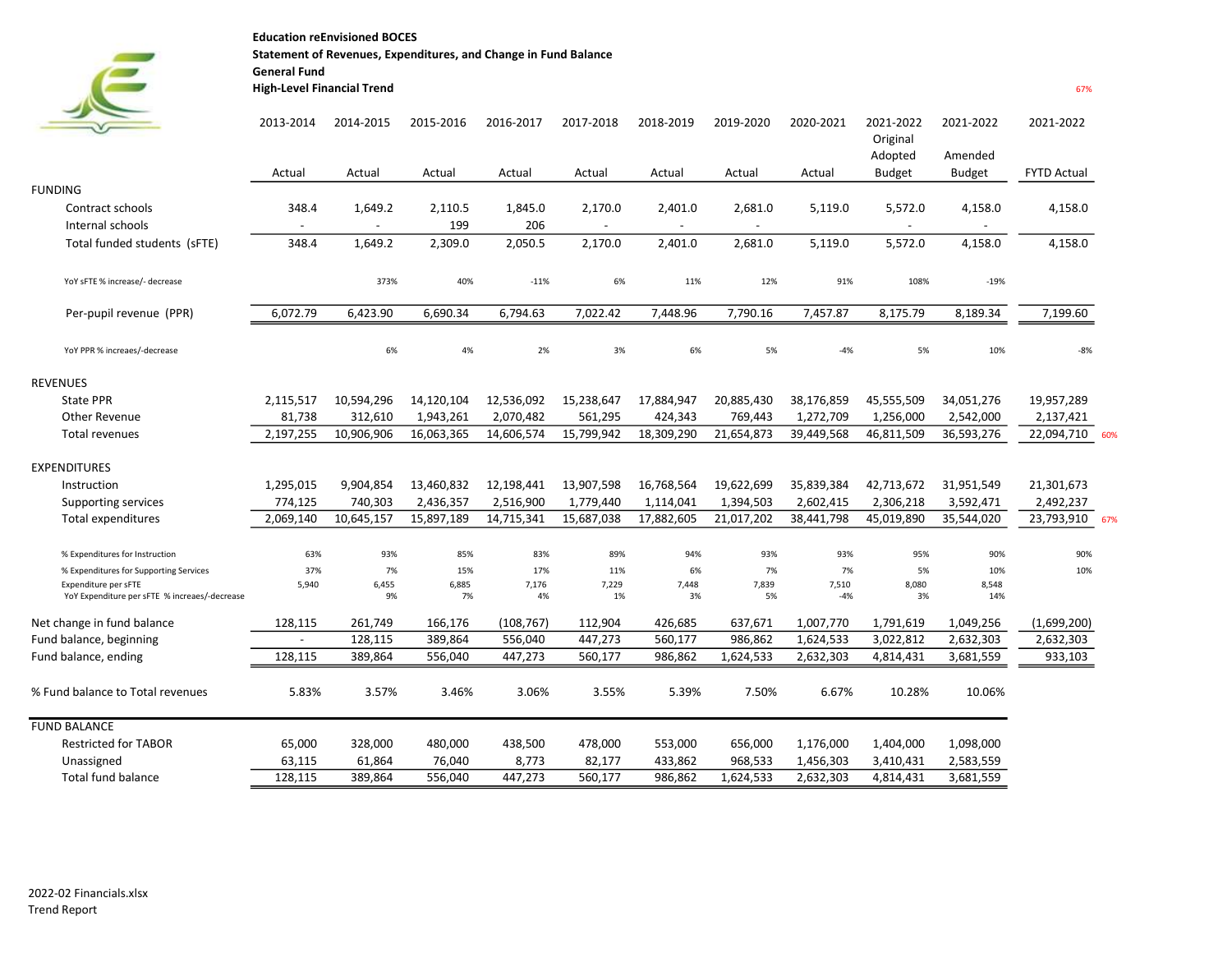**Education reEnvisioned BOCES**
**Statement of Revenues, Expenditures, and Change in Fund Balance**
**General Fund**
**High-Level Financial Trend**

67%

| | 2013-2014 Actual | 2014-2015 Actual | 2015-2016 Actual | 2016-2017 Actual | 2017-2018 Actual | 2018-2019 Actual | 2019-2020 Actual | 2020-2021 Actual | 2021-2022 Original Adopted Budget | 2021-2022 Amended Budget | 2021-2022 FYTD Actual | |
|---|---|---|---|---|---|---|---|---|---|---|---|---|
| FUNDING | | | | | | | | | | | | |
| Contract schools | 348.4 | 1,649.2 | 2,110.5 | 1,845.0 | 2,170.0 | 2,401.0 | 2,681.0 | 5,119.0 | 5,572.0 | 4,158.0 | 4,158.0 | |
| Internal schools | - | - | 199 | 206 | - | - | - | | - | - | | |
| Total funded students (sFTE) | 348.4 | 1,649.2 | 2,309.0 | 2,050.5 | 2,170.0 | 2,401.0 | 2,681.0 | 5,119.0 | 5,572.0 | 4,158.0 | 4,158.0 | |
| YoY sFTE % increase/- decrease | | 373% | 40% | -11% | 6% | 11% | 12% | 91% | 108% | -19% | | |
| Per-pupil revenue (PPR) | 6,072.79 | 6,423.90 | 6,690.34 | 6,794.63 | 7,022.42 | 7,448.96 | 7,790.16 | 7,457.87 | 8,175.79 | 8,189.34 | 7,199.60 | |
| YoY PPR % increaes/-decrease | | 6% | 4% | 2% | 3% | 6% | 5% | -4% | 5% | 10% | -8% | |
| REVENUES | | | | | | | | | | | | |
| State PPR | 2,115,517 | 10,594,296 | 14,120,104 | 12,536,092 | 15,238,647 | 17,884,947 | 20,885,430 | 38,176,859 | 45,555,509 | 34,051,276 | 19,957,289 | |
| Other Revenue | 81,738 | 312,610 | 1,943,261 | 2,070,482 | 561,295 | 424,343 | 769,443 | 1,272,709 | 1,256,000 | 2,542,000 | 2,137,421 | |
| Total revenues | 2,197,255 | 10,906,906 | 16,063,365 | 14,606,574 | 15,799,942 | 18,309,290 | 21,654,873 | 39,449,568 | 46,811,509 | 36,593,276 | 22,094,710 | 60% |
| EXPENDITURES | | | | | | | | | | | | |
| Instruction | 1,295,015 | 9,904,854 | 13,460,832 | 12,198,441 | 13,907,598 | 16,768,564 | 19,622,699 | 35,839,384 | 42,713,672 | 31,951,549 | 21,301,673 | |
| Supporting services | 774,125 | 740,303 | 2,436,357 | 2,516,900 | 1,779,440 | 1,114,041 | 1,394,503 | 2,602,415 | 2,306,218 | 3,592,471 | 2,492,237 | |
| Total expenditures | 2,069,140 | 10,645,157 | 15,897,189 | 14,715,341 | 15,687,038 | 17,882,605 | 21,017,202 | 38,441,798 | 45,019,890 | 35,544,020 | 23,793,910 | 67% |
| % Expenditures for Instruction | 63% | 93% | 85% | 83% | 89% | 94% | 93% | 93% | 95% | 90% | 90% | |
| % Expenditures for Supporting Services | 37% | 7% | 15% | 17% | 11% | 6% | 7% | 7% | 5% | 10% | 10% | |
| Expenditure per sFTE | 5,940 | 6,455 | 6,885 | 7,176 | 7,229 | 7,448 | 7,839 | 7,510 | 8,080 | 8,548 | | |
| YoY Expenditure per sFTE % increaes/-decrease | | 9% | 7% | 4% | 1% | 3% | 5% | -4% | 3% | 14% | | |
| Net change in fund balance | 128,115 | 261,749 | 166,176 | (108,767) | 112,904 | 426,685 | 637,671 | 1,007,770 | 1,791,619 | 1,049,256 | (1,699,200) | |
| Fund balance, beginning | - | 128,115 | 389,864 | 556,040 | 447,273 | 560,177 | 986,862 | 1,624,533 | 3,022,812 | 2,632,303 | 2,632,303 | |
| Fund balance, ending | 128,115 | 389,864 | 556,040 | 447,273 | 560,177 | 986,862 | 1,624,533 | 2,632,303 | 4,814,431 | 3,681,559 | 933,103 | |
| % Fund balance to Total revenues | 5.83% | 3.57% | 3.46% | 3.06% | 3.55% | 5.39% | 7.50% | 6.67% | 10.28% | 10.06% | | |
| FUND BALANCE | | | | | | | | | | | | |
| Restricted for TABOR | 65,000 | 328,000 | 480,000 | 438,500 | 478,000 | 553,000 | 656,000 | 1,176,000 | 1,404,000 | 1,098,000 | | |
| Unassigned | 63,115 | 61,864 | 76,040 | 8,773 | 82,177 | 433,862 | 968,533 | 1,456,303 | 3,410,431 | 2,583,559 | | |
| Total fund balance | 128,115 | 389,864 | 556,040 | 447,273 | 560,177 | 986,862 | 1,624,533 | 2,632,303 | 4,814,431 | 3,681,559 | | |

2022-02 Financials.xlsx
Trend Report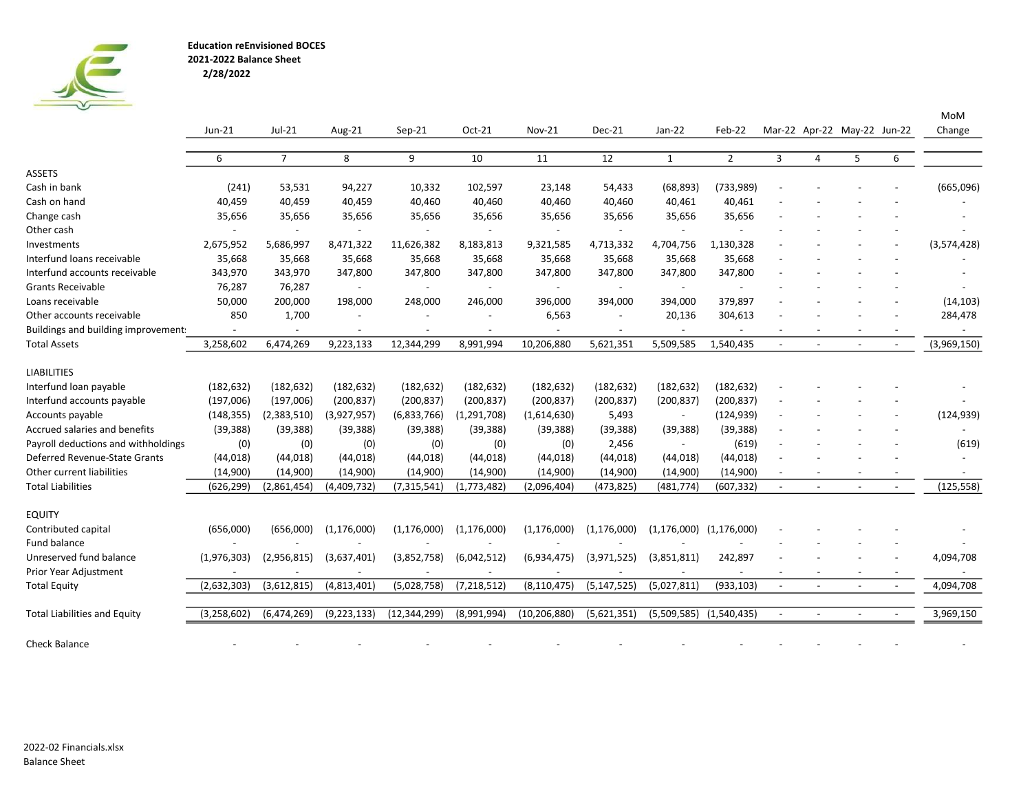**Education reEnvisioned BOCES**
**2021-2022 Balance Sheet**
**2/28/2022**

| | Jun-21 | Jul-21 | Aug-21 | Sep-21 | Oct-21 | Nov-21 | Dec-21 | Jan-22 | Feb-22 | Mar-22 | Apr-22 | May-22 | Jun-22 | MoM Change |
|---|---|---|---|---|---|---|---|---|---|---|---|---|---|---|
| | 6 | 7 | 8 | 9 | 10 | 11 | 12 | 1 | 2 | 3 | 4 | 5 | 6 | |
| **ASSETS** | | | | | | | | | | | | | | |
| Cash in bank | (241) | 53,531 | 94,227 | 10,332 | 102,597 | 23,148 | 54,433 | (68,893) | (733,989) | - | - | - | - | (665,096) |
| Cash on hand | 40,459 | 40,459 | 40,459 | 40,460 | 40,460 | 40,460 | 40,460 | 40,461 | 40,461 | - | - | - | - | - |
| Change cash | 35,656 | 35,656 | 35,656 | 35,656 | 35,656 | 35,656 | 35,656 | 35,656 | 35,656 | - | - | - | - | - |
| Other cash | - | - | - | - | - | - | - | - | - | - | - | - | - | - |
| Investments | 2,675,952 | 5,686,997 | 8,471,322 | 11,626,382 | 8,183,813 | 9,321,585 | 4,713,332 | 4,704,756 | 1,130,328 | - | - | - | - | (3,574,428) |
| Interfund loans receivable | 35,668 | 35,668 | 35,668 | 35,668 | 35,668 | 35,668 | 35,668 | 35,668 | 35,668 | - | - | - | - | - |
| Interfund accounts receivable | 343,970 | 343,970 | 347,800 | 347,800 | 347,800 | 347,800 | 347,800 | 347,800 | 347,800 | - | - | - | - | - |
| Grants Receivable | 76,287 | 76,287 | - | - | - | - | - | - | - | - | - | - | - | - |
| Loans receivable | 50,000 | 200,000 | 198,000 | 248,000 | 246,000 | 396,000 | 394,000 | 394,000 | 379,897 | - | - | - | - | (14,103) |
| Other accounts receivable | 850 | 1,700 | - | - | - | 6,563 | - | 20,136 | 304,613 | - | - | - | - | 284,478 |
| Buildings and building improvements | - | - | - | - | - | - | - | - | - | - | - | - | - | - |
| Total Assets | 3,258,602 | 6,474,269 | 9,223,133 | 12,344,299 | 8,991,994 | 10,206,880 | 5,621,351 | 5,509,585 | 1,540,435 | - | - | - | - | (3,969,150) |
| **LIABILITIES** | | | | | | | | | | | | | | |
| Interfund loan payable | (182,632) | (182,632) | (182,632) | (182,632) | (182,632) | (182,632) | (182,632) | (182,632) | (182,632) | - | - | - | - | - |
| Interfund accounts payable | (197,006) | (197,006) | (200,837) | (200,837) | (200,837) | (200,837) | (200,837) | (200,837) | (200,837) | - | - | - | - | - |
| Accounts payable | (148,355) | (2,383,510) | (3,927,957) | (6,833,766) | (1,291,708) | (1,614,630) | 5,493 | - | (124,939) | - | - | - | - | (124,939) |
| Accrued salaries and benefits | (39,388) | (39,388) | (39,388) | (39,388) | (39,388) | (39,388) | (39,388) | (39,388) | (39,388) | - | - | - | - | - |
| Payroll deductions and withholdings | (0) | (0) | (0) | (0) | (0) | (0) | 2,456 | - | (619) | - | - | - | - | (619) |
| Deferred Revenue-State Grants | (44,018) | (44,018) | (44,018) | (44,018) | (44,018) | (44,018) | (44,018) | (44,018) | (44,018) | - | - | - | - | - |
| Other current liabilities | (14,900) | (14,900) | (14,900) | (14,900) | (14,900) | (14,900) | (14,900) | (14,900) | (14,900) | - | - | - | - | - |
| Total Liabilities | (626,299) | (2,861,454) | (4,409,732) | (7,315,541) | (1,773,482) | (2,096,404) | (473,825) | (481,774) | (607,332) | - | - | - | - | (125,558) |
| **EQUITY** | | | | | | | | | | | | | | |
| Contributed capital | (656,000) | (656,000) | (1,176,000) | (1,176,000) | (1,176,000) | (1,176,000) | (1,176,000) | (1,176,000) | (1,176,000) | - | - | - | - | - |
| Fund balance | - | - | - | - | - | - | - | - | - | - | - | - | - | - |
| Unreserved fund balance | (1,976,303) | (2,956,815) | (3,637,401) | (3,852,758) | (6,042,512) | (6,934,475) | (3,971,525) | (3,851,811) | 242,897 | - | - | - | - | 4,094,708 |
| Prior Year Adjustment | - | - | - | - | - | - | - | - | - | - | - | - | - | - |
| Total Equity | (2,632,303) | (3,612,815) | (4,813,401) | (5,028,758) | (7,218,512) | (8,110,475) | (5,147,525) | (5,027,811) | (933,103) | - | - | - | - | 4,094,708 |
| Total Liabilities and Equity | (3,258,602) | (6,474,269) | (9,223,133) | (12,344,299) | (8,991,994) | (10,206,880) | (5,621,351) | (5,509,585) | (1,540,435) | - | - | - | - | 3,969,150 |
| Check Balance | - | - | - | - | - | - | - | - | - | - | - | - | - | - |

2022-02 Financials.xlsx
Balance Sheet